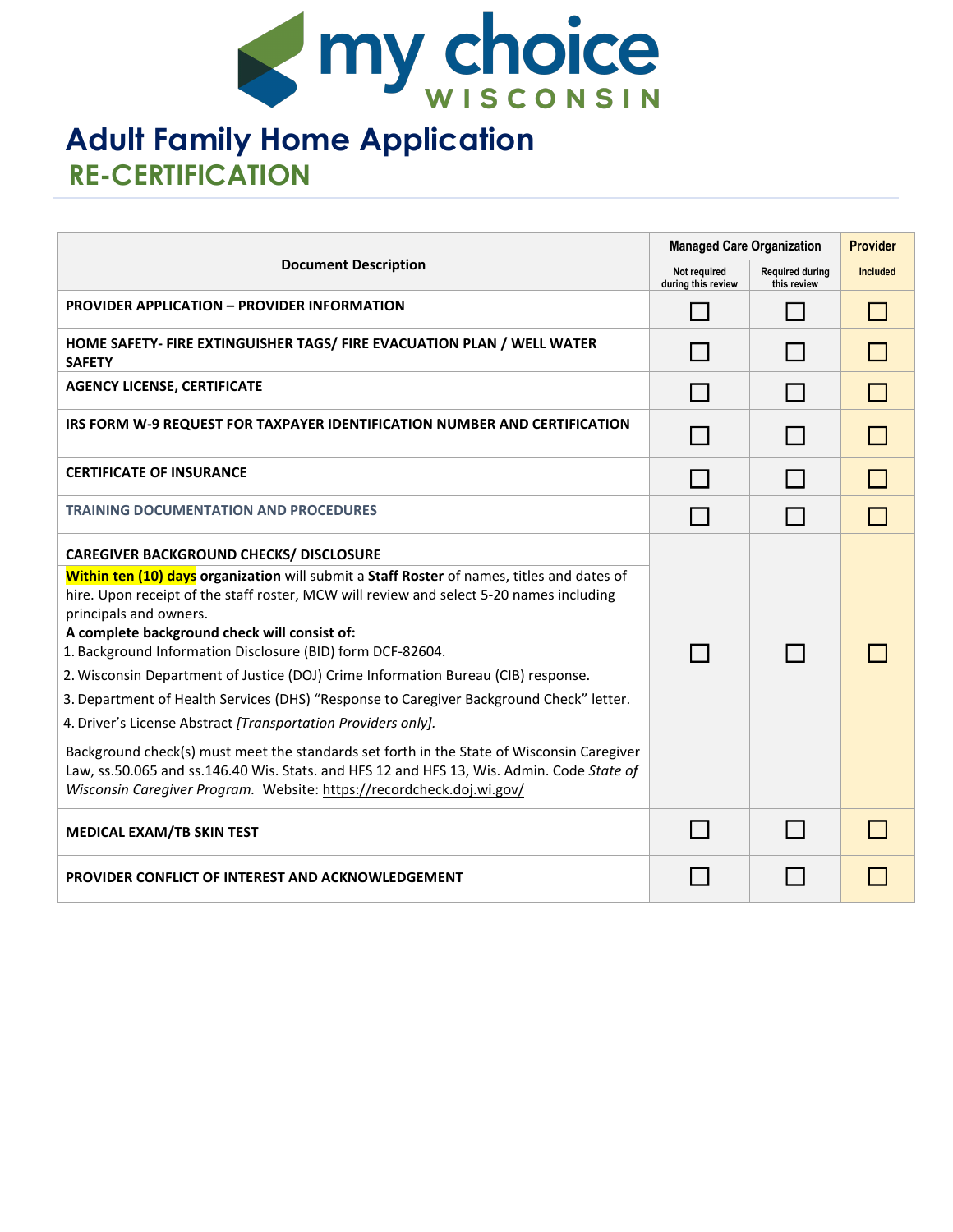# my choice WISCONSIN

# Adult Family Home Application

## RE-CERTIFICATION

| Document Description | Managed Care Organization | | Provider |
|---|---|---|---|
| | Not required during this review | Required during this review | Included |
| **PROVIDER APPLICATION – PROVIDER INFORMATION** | ☐ | ☐ | ☐ |
| **HOME SAFETY- FIRE EXTINGUISHER TAGS/ FIRE EVACUATION PLAN / WELL WATER SAFETY** | ☐ | ☐ | ☐ |
| **AGENCY LICENSE, CERTIFICATE** | ☐ | ☐ | ☐ |
| **IRS FORM W-9 REQUEST FOR TAXPAYER IDENTIFICATION NUMBER AND CERTIFICATION** | ☐ | ☐ | ☐ |
| **CERTIFICATE OF INSURANCE** | ☐ | ☐ | ☐ |
| **TRAINING DOCUMENTATION AND PROCEDURES** | ☐ | ☐ | ☐ |
| **CAREGIVER BACKGROUND CHECKS/ DISCLOSURE**<br>**Within ten (10) days organization** will submit a **Staff Roster** of names, titles and dates of hire. Upon receipt of the staff roster, MCW will review and select 5-20 names including principals and owners.<br>**A complete background check will consist of:**<br>1. Background Information Disclosure (BID) form DCF-82604.<br>2. Wisconsin Department of Justice (DOJ) Crime Information Bureau (CIB) response.<br>3. Department of Health Services (DHS) "Response to Caregiver Background Check" letter.<br>4. Driver's License Abstract *[Transportation Providers only]*.<br>Background check(s) must meet the standards set forth in the State of Wisconsin Caregiver Law, ss.50.065 and ss.146.40 Wis. Stats. and HFS 12 and HFS 13, Wis. Admin. Code *State of Wisconsin Caregiver Program.* Website: https://recordcheck.doj.wi.gov/ | ☐ | ☐ | ☐ |
| **MEDICAL EXAM/TB SKIN TEST** | ☐ | ☐ | ☐ |
| **PROVIDER CONFLICT OF INTEREST AND ACKNOWLEDGEMENT** | ☐ | ☐ | ☐ |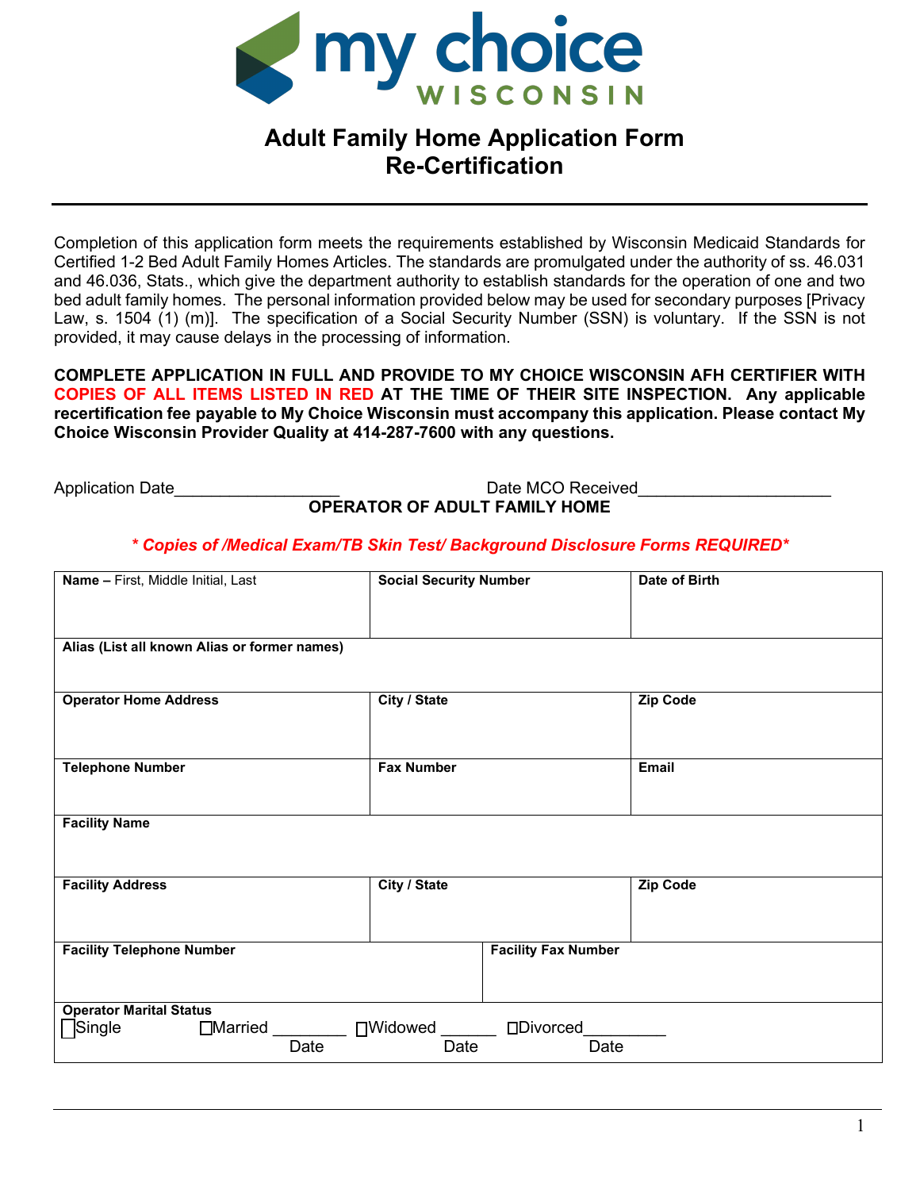# Adult Family Home Application Form
## Re-Certification

---

Completion of this application form meets the requirements established by Wisconsin Medicaid Standards for Certified 1-2 Bed Adult Family Homes Articles. The standards are promulgated under the authority of ss. 46.031 and 46.036, Stats., which give the department authority to establish standards for the operation of one and two bed adult family homes. The personal information provided below may be used for secondary purposes [Privacy Law, s. 1504 (1) (m)]. The specification of a Social Security Number (SSN) is voluntary. If the SSN is not provided, it may cause delays in the processing of information.

**COMPLETE APPLICATION IN FULL AND PROVIDE TO MY CHOICE WISCONSIN AFH CERTIFIER WITH COPIES OF ALL ITEMS LISTED IN RED AT THE TIME OF THEIR SITE INSPECTION. Any applicable recertification fee payable to My Choice Wisconsin must accompany this application. Please contact My Choice Wisconsin Provider Quality at 414-287-7600 with any questions.**

Application Date__________________ Date MCO Received_____________________

**OPERATOR OF ADULT FAMILY HOME**

***\* Copies of /Medical Exam/TB Skin Test/ Background Disclosure Forms REQUIRED\****

| **Name –** First, Middle Initial, Last | **Social Security Number** | **Date of Birth** |
|---|---|---|
| **Alias (List all known Alias or former names)** | | |
| **Operator Home Address** | **City / State** | **Zip Code** |
| **Telephone Number** | **Fax Number** | **Email** |
| **Facility Name** | | |
| **Facility Address** | **City / State** | **Zip Code** |
| **Facility Telephone Number** | **Facility Fax Number** | |
| **Operator Marital Status** ☐Single ☐Married ________ (Date) ☐Widowed ______ (Date) ☐Divorced________ (Date) | | |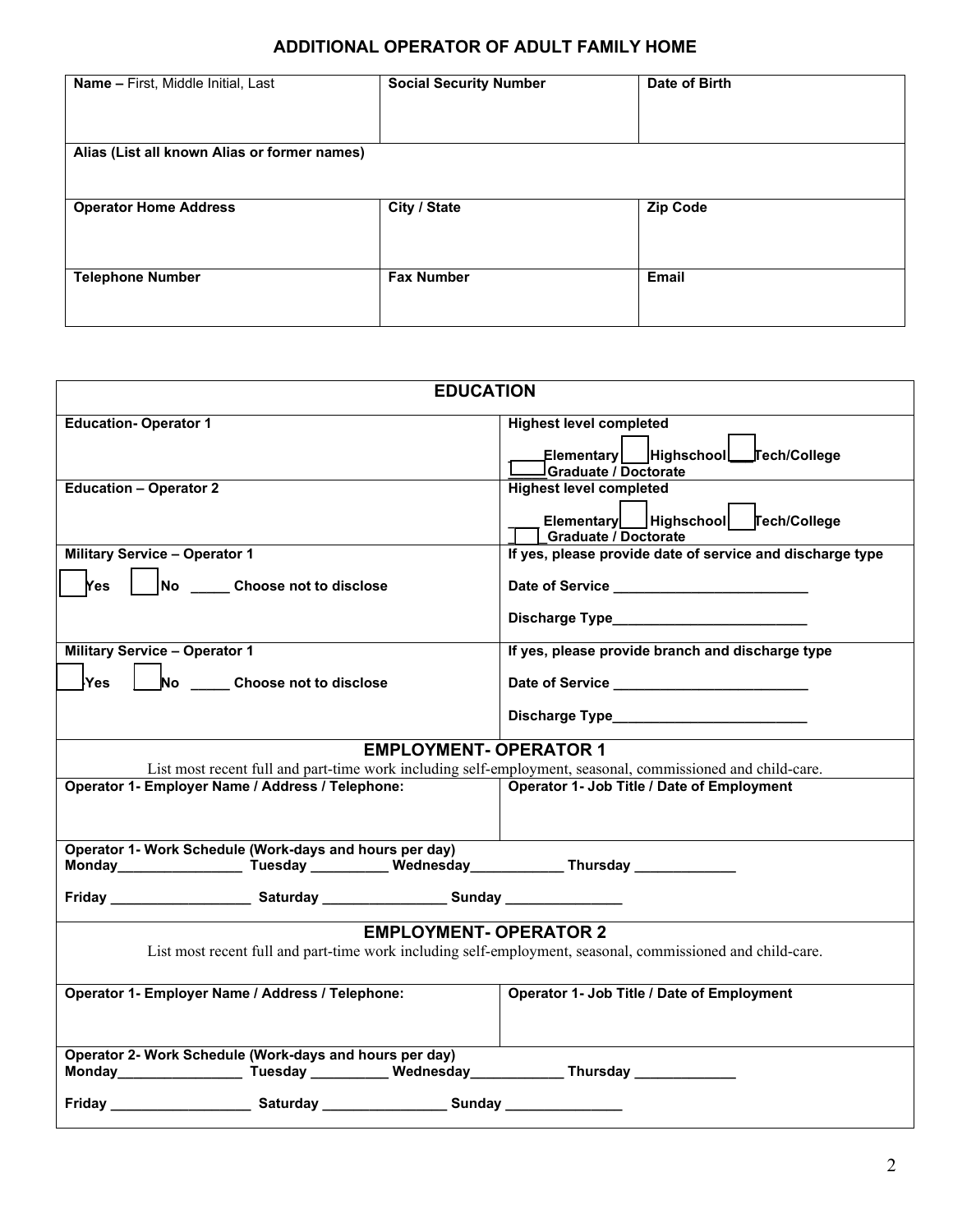## ADDITIONAL OPERATOR OF ADULT FAMILY HOME

| **Name –** First, Middle Initial, Last | **Social Security Number** | **Date of Birth** |
|---|---|---|
| **Alias (List all known Alias or former names)** | | |
| **Operator Home Address** | **City / State** | **Zip Code** |
| **Telephone Number** | **Fax Number** | **Email** |

| **EDUCATION** | |
|---|---|
| **Education- Operator 1** | **Highest level completed**<br>☐ **Elementary** ☐ **Highschool** ☐ **Tech/College** ☐ **Graduate / Doctorate** |
| **Education – Operator 2** | **Highest level completed**<br>☐ **Elementary** ☐ **Highschool** ☐ **Tech/College** ☐ **Graduate / Doctorate** |
| **Military Service – Operator 1**<br>☐ **Yes** ☐ **No** _____ **Choose not to disclose** | **If yes, please provide date of service and discharge type**<br>**Date of Service** ________________________<br>**Discharge Type**________________________ |
| **Military Service – Operator 1**<br>☐ **Yes** ☐ **No** _____ **Choose not to disclose** | **If yes, please provide branch and discharge type**<br>**Date of Service** ________________________<br>**Discharge Type**________________________ |

| **EMPLOYMENT- OPERATOR 1**<br>List most recent full and part-time work including self-employment, seasonal, commissioned and child-care. | |
|---|---|
| **Operator 1- Employer Name / Address / Telephone:** | **Operator 1- Job Title / Date of Employment** |
| **Operator 1- Work Schedule (Work-days and hours per day)**<br>**Monday**________________ **Tuesday** __________ **Wednesday**____________ **Thursday** _____________<br>**Friday** __________________ **Saturday** ________________ **Sunday** _______________ | |

| **EMPLOYMENT- OPERATOR 2**<br>List most recent full and part-time work including self-employment, seasonal, commissioned and child-care. | |
|---|---|
| **Operator 1- Employer Name / Address / Telephone:** | **Operator 1- Job Title / Date of Employment** |
| **Operator 2- Work Schedule (Work-days and hours per day)**<br>**Monday**________________ **Tuesday** __________ **Wednesday**____________ **Thursday** _____________<br>**Friday** __________________ **Saturday** ________________ **Sunday** _______________ | |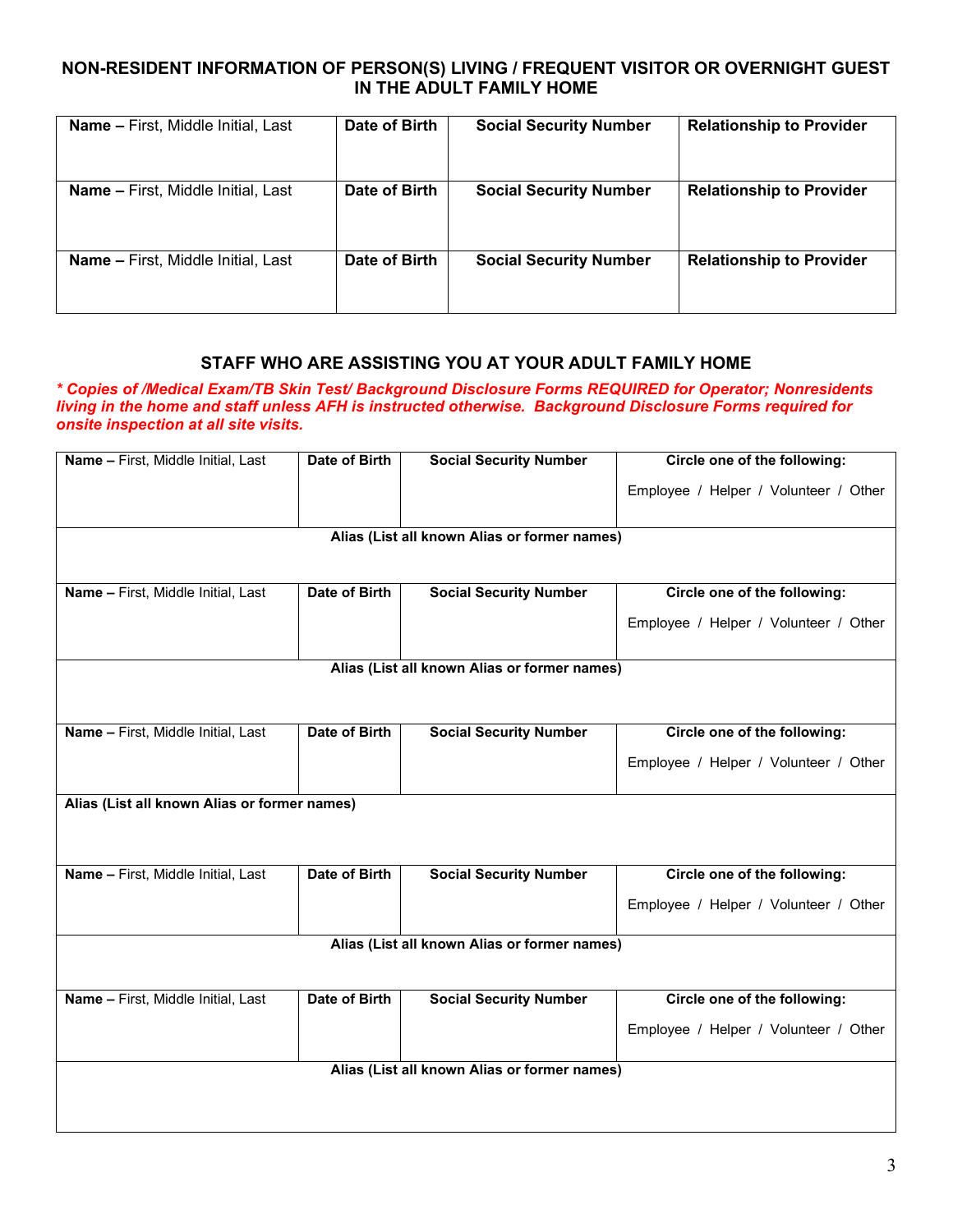## NON-RESIDENT INFORMATION OF PERSON(S) LIVING / FREQUENT VISITOR OR OVERNIGHT GUEST IN THE ADULT FAMILY HOME

| **Name –** First, Middle Initial, Last | **Date of Birth** | **Social Security Number** | **Relationship to Provider** |
|---|---|---|---|
| **Name –** First, Middle Initial, Last | **Date of Birth** | **Social Security Number** | **Relationship to Provider** |
| **Name –** First, Middle Initial, Last | **Date of Birth** | **Social Security Number** | **Relationship to Provider** |

## STAFF WHO ARE ASSISTING YOU AT YOUR ADULT FAMILY HOME

***\* Copies of /Medical Exam/TB Skin Test/ Background Disclosure Forms REQUIRED for Operator; Nonresidents living in the home and staff unless AFH is instructed otherwise. Background Disclosure Forms required for onsite inspection at all site visits.***

| **Name –** First, Middle Initial, Last | **Date of Birth** | **Social Security Number** | **Circle one of the following:** Employee / Helper / Volunteer / Other |
|---|---|---|---|
| **Alias (List all known Alias or former names)** | | | |
| **Name –** First, Middle Initial, Last | **Date of Birth** | **Social Security Number** | **Circle one of the following:** Employee / Helper / Volunteer / Other |
| **Alias (List all known Alias or former names)** | | | |
| **Name –** First, Middle Initial, Last | **Date of Birth** | **Social Security Number** | **Circle one of the following:** Employee / Helper / Volunteer / Other |
| **Alias (List all known Alias or former names)** | | | |
| **Name –** First, Middle Initial, Last | **Date of Birth** | **Social Security Number** | **Circle one of the following:** Employee / Helper / Volunteer / Other |
| **Alias (List all known Alias or former names)** | | | |
| **Name –** First, Middle Initial, Last | **Date of Birth** | **Social Security Number** | **Circle one of the following:** Employee / Helper / Volunteer / Other |
| **Alias (List all known Alias or former names)** | | | |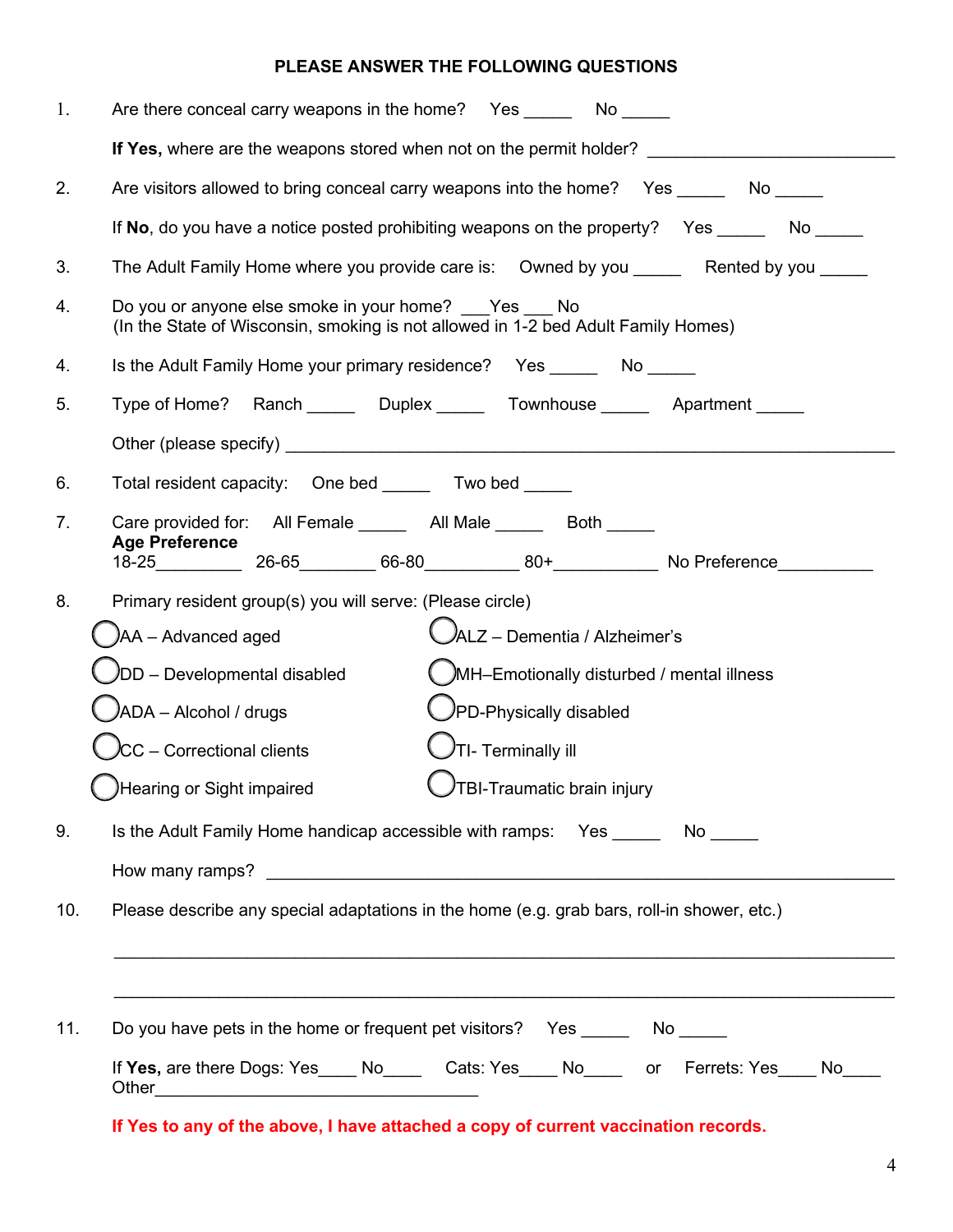**PLEASE ANSWER THE FOLLOWING QUESTIONS**

1. Are there conceal carry weapons in the home? Yes _____ No _____

   **If Yes,** where are the weapons stored when not on the permit holder? ___________________________

2. Are visitors allowed to bring conceal carry weapons into the home? Yes _____ No _____

   If **No**, do you have a notice posted prohibiting weapons on the property? Yes _____ No _____

3. The Adult Family Home where you provide care is: Owned by you _____ Rented by you _____

4. Do you or anyone else smoke in your home? ___Yes ___ No
   (In the State of Wisconsin, smoking is not allowed in 1-2 bed Adult Family Homes)

4. Is the Adult Family Home your primary residence? Yes _____ No _____

5. Type of Home? Ranch _____ Duplex _____ Townhouse _____ Apartment _____

   Other (please specify) ___________________________________________________________________

6. Total resident capacity: One bed _____ Two bed _____

7. Care provided for: All Female _____ All Male _____ Both _____
   **Age Preference**
   18-25_________ 26-65________ 66-80__________ 80+___________ No Preference__________

8. Primary resident group(s) you will serve: (Please circle)

   - ◯ AA – Advanced aged
   - ◯ ALZ – Dementia / Alzheimer's
   - ◯ DD – Developmental disabled
   - ◯ MH–Emotionally disturbed / mental illness
   - ◯ ADA – Alcohol / drugs
   - ◯ PD-Physically disabled
   - ◯ CC – Correctional clients
   - ◯ TI- Terminally ill
   - ◯ Hearing or Sight impaired
   - ◯ TBI-Traumatic brain injury

9. Is the Adult Family Home handicap accessible with ramps: Yes _____ No _____

   How many ramps? ___________________________________________________________________

10. Please describe any special adaptations in the home (e.g. grab bars, roll-in shower, etc.)

    ___________________________________________________________________________

    ___________________________________________________________________________

11. Do you have pets in the home or frequent pet visitors? Yes _____ No _____

    If **Yes,** are there Dogs: Yes____ No____ Cats: Yes____ No____ or Ferrets: Yes____ No____
    Other___________________________________

**If Yes to any of the above, I have attached a copy of current vaccination records.**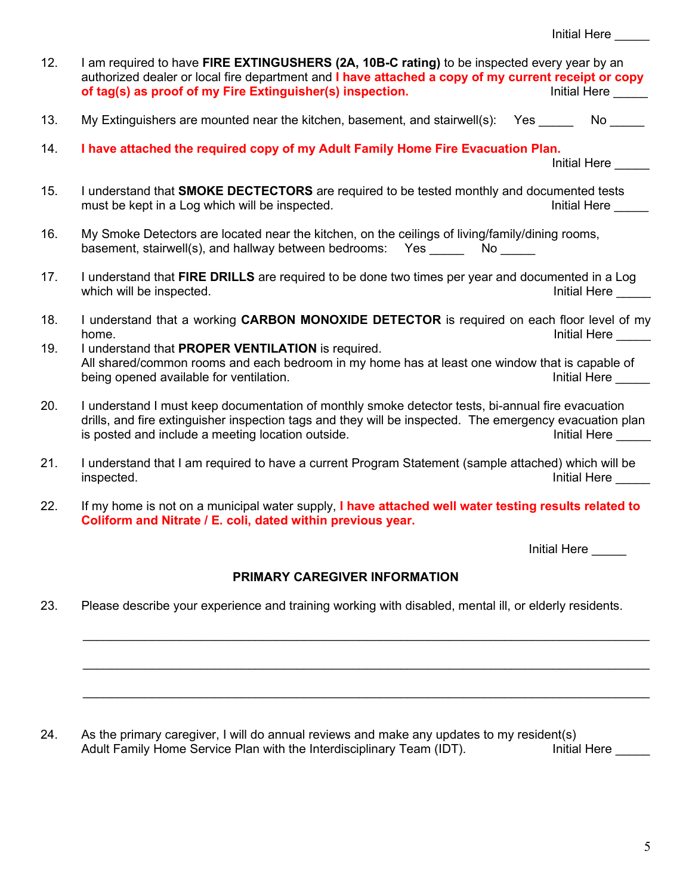Initial Here _____

12. I am required to have **FIRE EXTINGUSHERS (2A, 10B-C rating)** to be inspected every year by an authorized dealer or local fire department and **I have attached a copy of my current receipt or copy of tag(s) as proof of my Fire Extinguisher(s) inspection.** Initial Here _____

13. My Extinguishers are mounted near the kitchen, basement, and stairwell(s): Yes _____ No _____

14. **I have attached the required copy of my Adult Family Home Fire Evacuation Plan.** Initial Here _____

15. I understand that **SMOKE DECTECTORS** are required to be tested monthly and documented tests must be kept in a Log which will be inspected. Initial Here _____

16. My Smoke Detectors are located near the kitchen, on the ceilings of living/family/dining rooms, basement, stairwell(s), and hallway between bedrooms: Yes _____ No _____

17. I understand that **FIRE DRILLS** are required to be done two times per year and documented in a Log which will be inspected. Initial Here _____

18. I understand that a working **CARBON MONOXIDE DETECTOR** is required on each floor level of my home. Initial Here _____

19. I understand that **PROPER VENTILATION** is required. All shared/common rooms and each bedroom in my home has at least one window that is capable of being opened available for ventilation. Initial Here _____

20. I understand I must keep documentation of monthly smoke detector tests, bi-annual fire evacuation drills, and fire extinguisher inspection tags and they will be inspected. The emergency evacuation plan is posted and include a meeting location outside. Initial Here _____

21. I understand that I am required to have a current Program Statement (sample attached) which will be inspected. Initial Here _____

22. If my home is not on a municipal water supply, **I have attached well water testing results related to Coliform and Nitrate / E. coli, dated within previous year.**

Initial Here _____

## PRIMARY CAREGIVER INFORMATION

23. Please describe your experience and training working with disabled, mental ill, or elderly residents.

_______________________________________________________________________________

_______________________________________________________________________________

_______________________________________________________________________________

24. As the primary caregiver, I will do annual reviews and make any updates to my resident(s) Adult Family Home Service Plan with the Interdisciplinary Team (IDT). Initial Here _____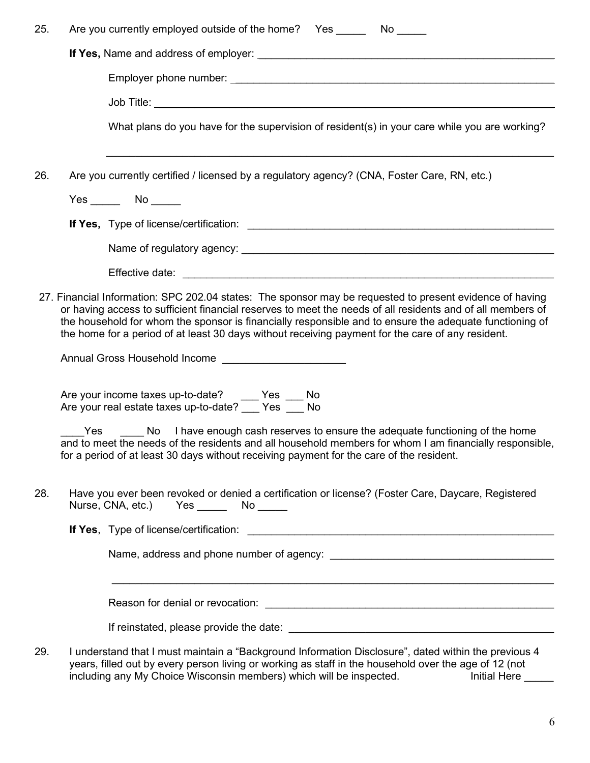25. Are you currently employed outside of the home? Yes _____ No _____

    **If Yes,** Name and address of employer: ____________________________________________

    Employer phone number: ____________________________________________

    Job Title: ____________________________________________

    What plans do you have for the supervision of resident(s) in your care while you are working?

    ____________________________________________

26. Are you currently certified / licensed by a regulatory agency? (CNA, Foster Care, RN, etc.)

    Yes _____ No _____

    **If Yes,** Type of license/certification: ____________________________________________

    Name of regulatory agency: ____________________________________________

    Effective date: ____________________________________________

27. Financial Information: SPC 202.04 states: The sponsor may be requested to present evidence of having or having access to sufficient financial reserves to meet the needs of all residents and of all members of the household for whom the sponsor is financially responsible and to ensure the adequate functioning of the home for a period of at least 30 days without receiving payment for the care of any resident.

    Annual Gross Household Income ____________________

    Are your income taxes up-to-date? ___ Yes ___ No
    Are your real estate taxes up-to-date? ___ Yes ___ No

    ____Yes ____ No I have enough cash reserves to ensure the adequate functioning of the home and to meet the needs of the residents and all household members for whom I am financially responsible, for a period of at least 30 days without receiving payment for the care of the resident.

28. Have you ever been revoked or denied a certification or license? (Foster Care, Daycare, Registered Nurse, CNA, etc.) Yes _____ No _____

    **If Yes**, Type of license/certification: ____________________________________________

    Name, address and phone number of agency: ____________________________________________

    ____________________________________________

    Reason for denial or revocation: ____________________________________________

    If reinstated, please provide the date: ____________________________________________

29. I understand that I must maintain a "Background Information Disclosure", dated within the previous 4 years, filled out by every person living or working as staff in the household over the age of 12 (not including any My Choice Wisconsin members) which will be inspected. Initial Here _____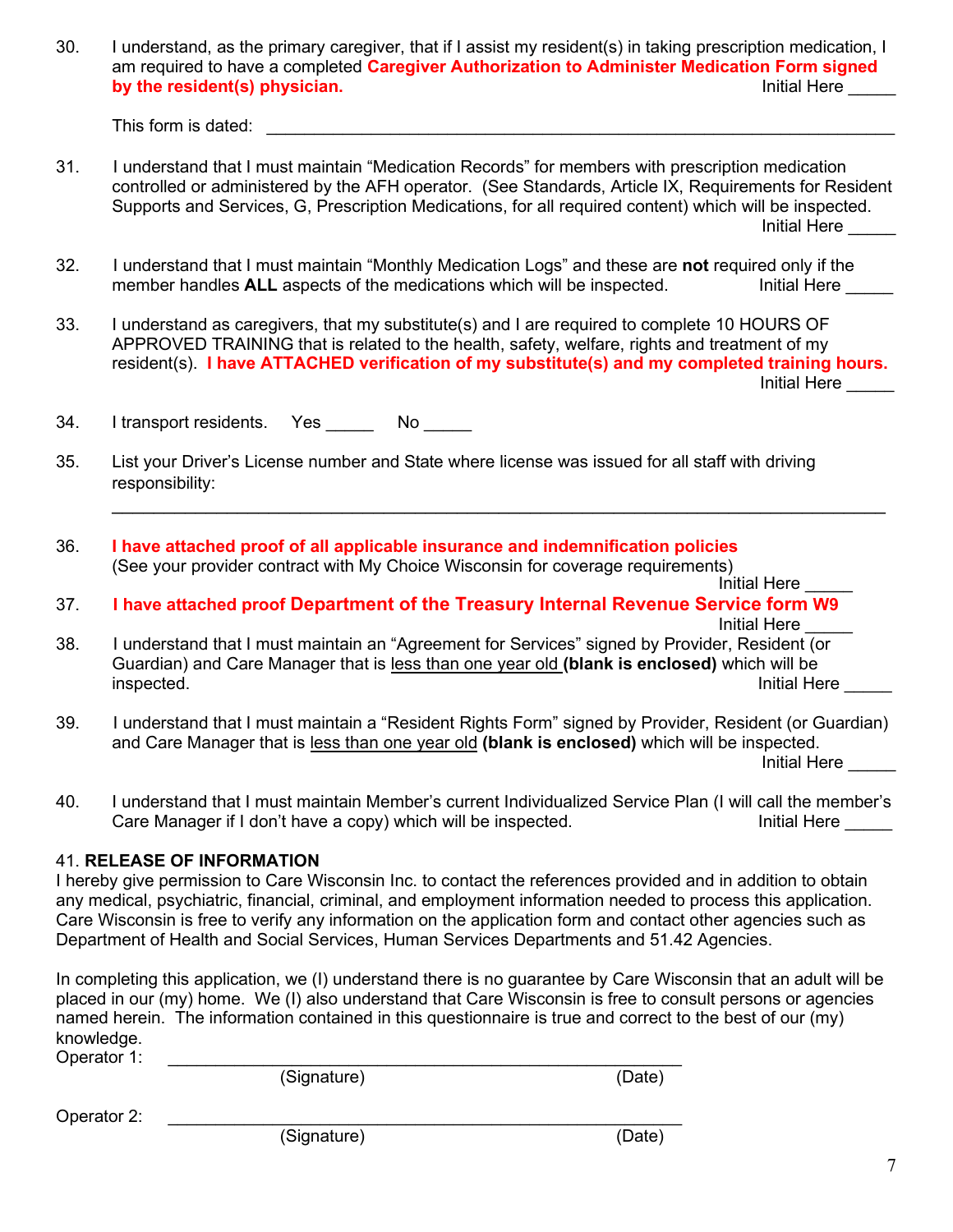30. I understand, as the primary caregiver, that if I assist my resident(s) in taking prescription medication, I am required to have a completed **Caregiver Authorization to Administer Medication Form signed by the resident(s) physician.** Initial Here _____

    This form is dated: ______________________________________________________________

31. I understand that I must maintain "Medication Records" for members with prescription medication controlled or administered by the AFH operator. (See Standards, Article IX, Requirements for Resident Supports and Services, G, Prescription Medications, for all required content) which will be inspected. Initial Here _____

32. I understand that I must maintain "Monthly Medication Logs" and these are **not** required only if the member handles **ALL** aspects of the medications which will be inspected. Initial Here _____

33. I understand as caregivers, that my substitute(s) and I are required to complete 10 HOURS OF APPROVED TRAINING that is related to the health, safety, welfare, rights and treatment of my resident(s). **I have ATTACHED verification of my substitute(s) and my completed training hours.** Initial Here _____

34. I transport residents. Yes _____ No _____

35. List your Driver's License number and State where license was issued for all staff with driving responsibility:

    ______________________________________________________________________________

36. **I have attached proof of all applicable insurance and indemnification policies** (See your provider contract with My Choice Wisconsin for coverage requirements) Initial Here _____

37. **I have attached proof Department of the Treasury Internal Revenue Service form W9** Initial Here _____

38. I understand that I must maintain an "Agreement for Services" signed by Provider, Resident (or Guardian) and Care Manager that is <u>less than one year old</u> **(blank is enclosed)** which will be inspected. Initial Here _____

39. I understand that I must maintain a "Resident Rights Form" signed by Provider, Resident (or Guardian) and Care Manager that is <u>less than one year old</u> **(blank is enclosed)** which will be inspected. Initial Here _____

40. I understand that I must maintain Member's current Individualized Service Plan (I will call the member's Care Manager if I don't have a copy) which will be inspected. Initial Here _____

41. **RELEASE OF INFORMATION**

I hereby give permission to Care Wisconsin Inc. to contact the references provided and in addition to obtain any medical, psychiatric, financial, criminal, and employment information needed to process this application. Care Wisconsin is free to verify any information on the application form and contact other agencies such as Department of Health and Social Services, Human Services Departments and 51.42 Agencies.

In completing this application, we (I) understand there is no guarantee by Care Wisconsin that an adult will be placed in our (my) home. We (I) also understand that Care Wisconsin is free to consult persons or agencies named herein. The information contained in this questionnaire is true and correct to the best of our (my) knowledge.

Operator 1: ______________________________________________________
(Signature) (Date)

Operator 2: ______________________________________________________
(Signature) (Date)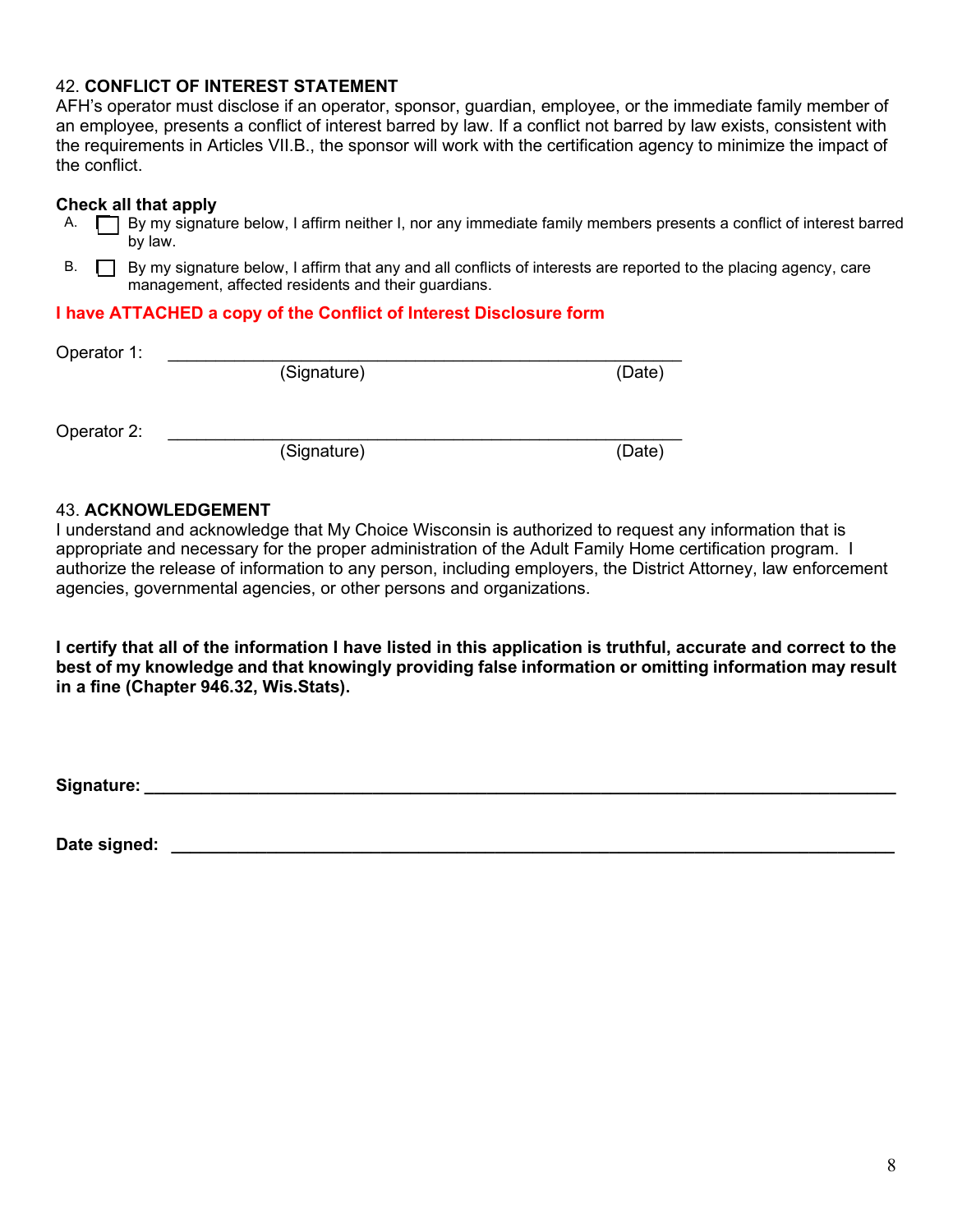42. **CONFLICT OF INTEREST STATEMENT**

AFH's operator must disclose if an operator, sponsor, guardian, employee, or the immediate family member of an employee, presents a conflict of interest barred by law. If a conflict not barred by law exists, consistent with the requirements in Articles VII.B., the sponsor will work with the certification agency to minimize the impact of the conflict.

**Check all that apply**

A. ☐ By my signature below, I affirm neither I, nor any immediate family members presents a conflict of interest barred by law.

B. ☐ By my signature below, I affirm that any and all conflicts of interests are reported to the placing agency, care management, affected residents and their guardians.

**I have ATTACHED a copy of the Conflict of Interest Disclosure form**

Operator 1: ______________________________________________________
(Signature) (Date)

Operator 2: ______________________________________________________
(Signature) (Date)

43. **ACKNOWLEDGEMENT**

I understand and acknowledge that My Choice Wisconsin is authorized to request any information that is appropriate and necessary for the proper administration of the Adult Family Home certification program. I authorize the release of information to any person, including employers, the District Attorney, law enforcement agencies, governmental agencies, or other persons and organizations.

**I certify that all of the information I have listed in this application is truthful, accurate and correct to the best of my knowledge and that knowingly providing false information or omitting information may result in a fine (Chapter 946.32, Wis.Stats).**

**Signature:** ______________________________________________________

**Date signed:** ______________________________________________________